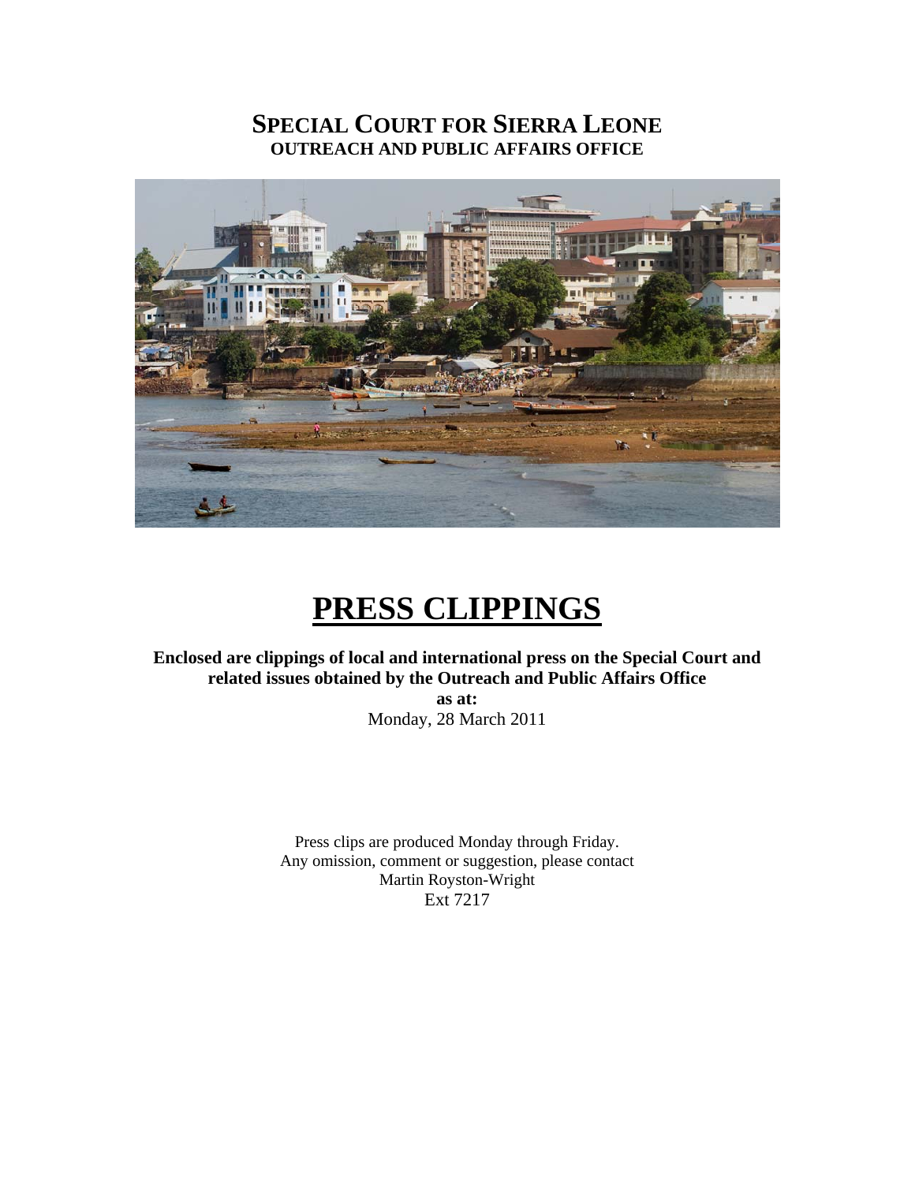# SPECIAL COURT FOR SIERRA LEONE
## OUTREACH AND PUBLIC AFFAIRS OFFICE

# PRESS CLIPPINGS

**Enclosed are clippings of local and international press on the Special Court and related issues obtained by the Outreach and Public Affairs Office**

**as at:**

Monday, 28 March 2011

Press clips are produced Monday through Friday.
Any omission, comment or suggestion, please contact
Martin Royston-Wright
Ext 7217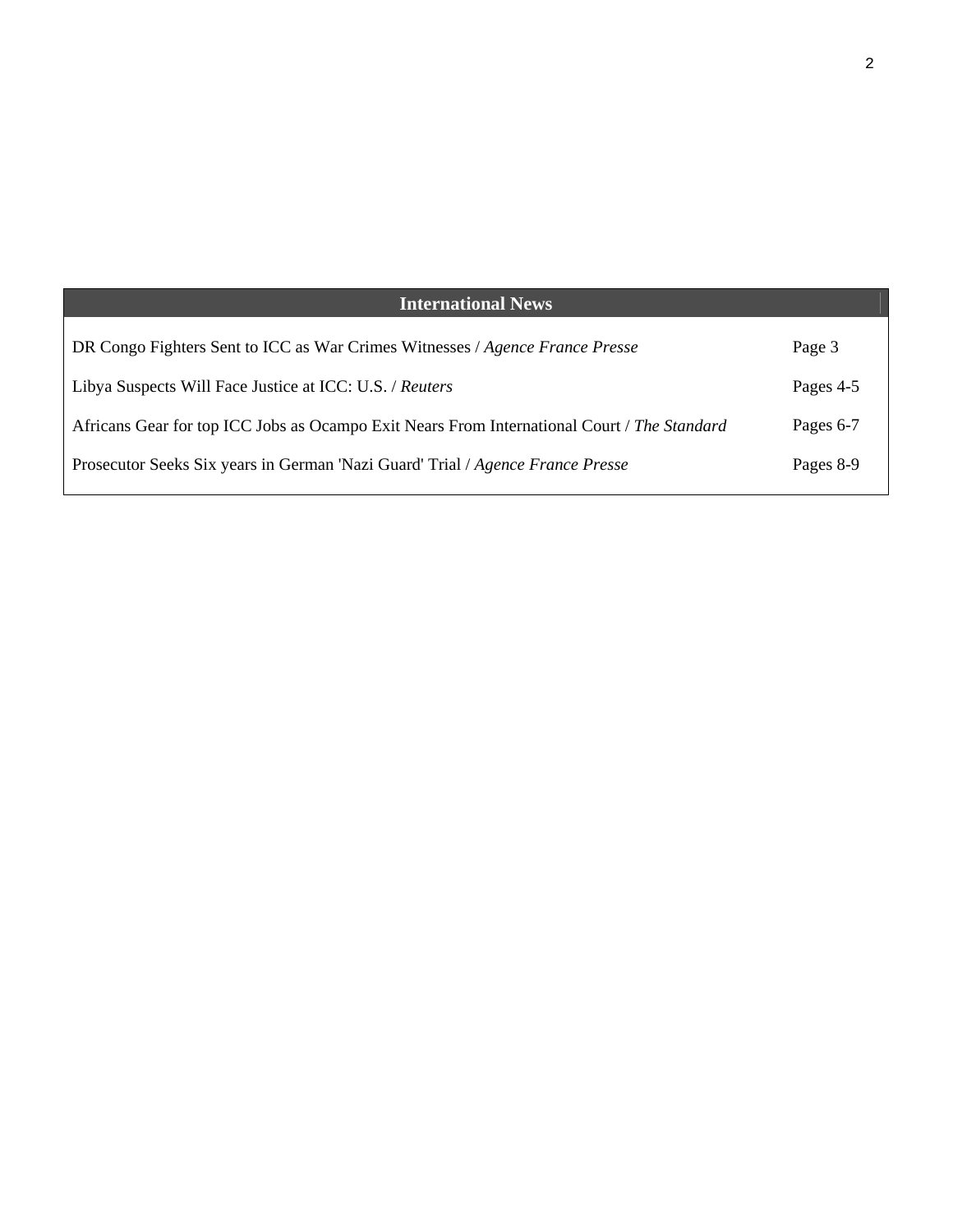| International News | |
|---|---|
| DR Congo Fighters Sent to ICC as War Crimes Witnesses / *Agence France Presse* | Page 3 |
| Libya Suspects Will Face Justice at ICC: U.S. / *Reuters* | Pages 4-5 |
| Africans Gear for top ICC Jobs as Ocampo Exit Nears From International Court / *The Standard* | Pages 6-7 |
| Prosecutor Seeks Six years in German 'Nazi Guard' Trial / *Agence France Presse* | Pages 8-9 |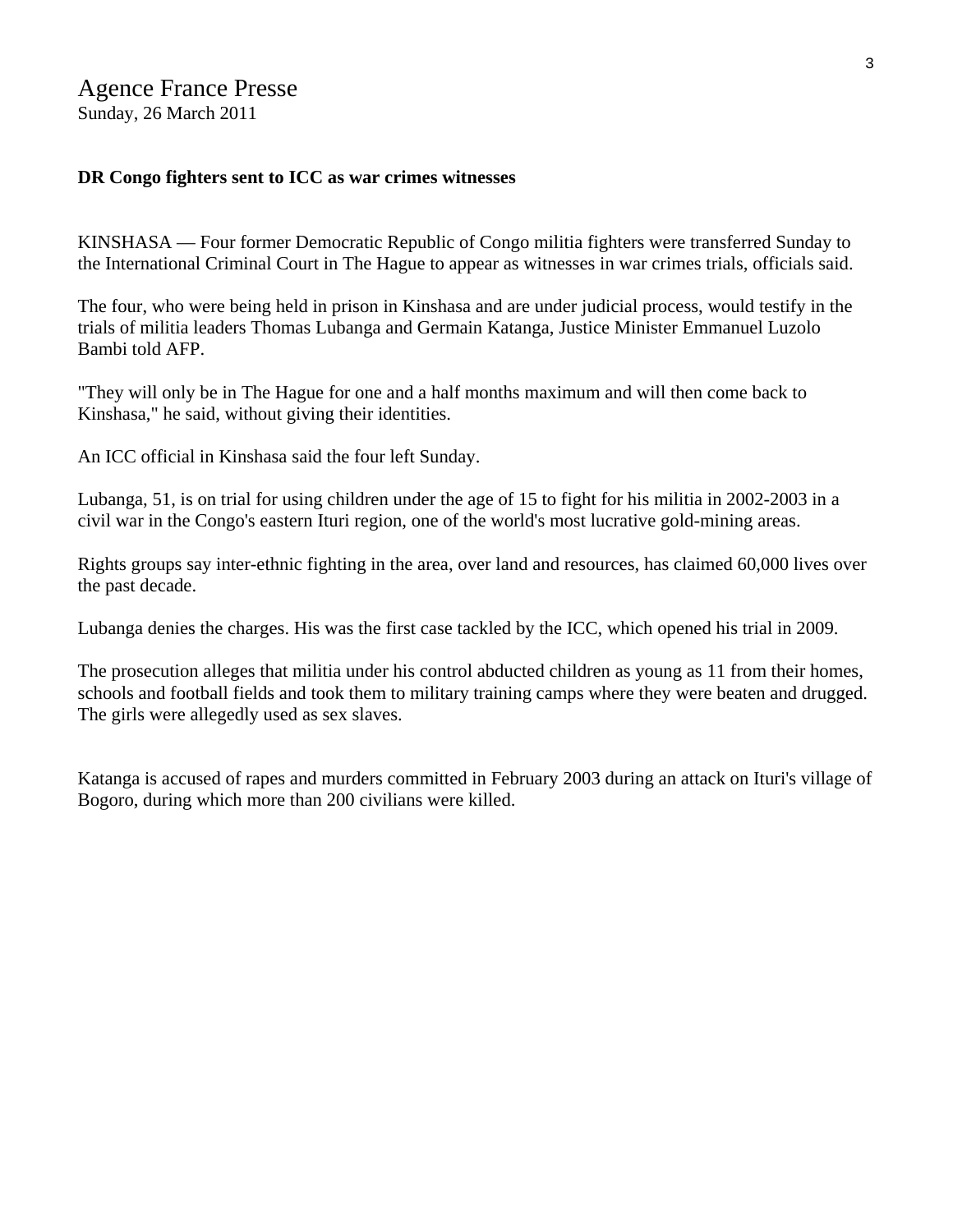Agence France Presse
Sunday, 26 March 2011

**DR Congo fighters sent to ICC as war crimes witnesses**

KINSHASA — Four former Democratic Republic of Congo militia fighters were transferred Sunday to the International Criminal Court in The Hague to appear as witnesses in war crimes trials, officials said.

The four, who were being held in prison in Kinshasa and are under judicial process, would testify in the trials of militia leaders Thomas Lubanga and Germain Katanga, Justice Minister Emmanuel Luzolo Bambi told AFP.

"They will only be in The Hague for one and a half months maximum and will then come back to Kinshasa," he said, without giving their identities.

An ICC official in Kinshasa said the four left Sunday.

Lubanga, 51, is on trial for using children under the age of 15 to fight for his militia in 2002-2003 in a civil war in the Congo's eastern Ituri region, one of the world's most lucrative gold-mining areas.

Rights groups say inter-ethnic fighting in the area, over land and resources, has claimed 60,000 lives over the past decade.

Lubanga denies the charges. His was the first case tackled by the ICC, which opened his trial in 2009.

The prosecution alleges that militia under his control abducted children as young as 11 from their homes, schools and football fields and took them to military training camps where they were beaten and drugged. The girls were allegedly used as sex slaves.

Katanga is accused of rapes and murders committed in February 2003 during an attack on Ituri's village of Bogoro, during which more than 200 civilians were killed.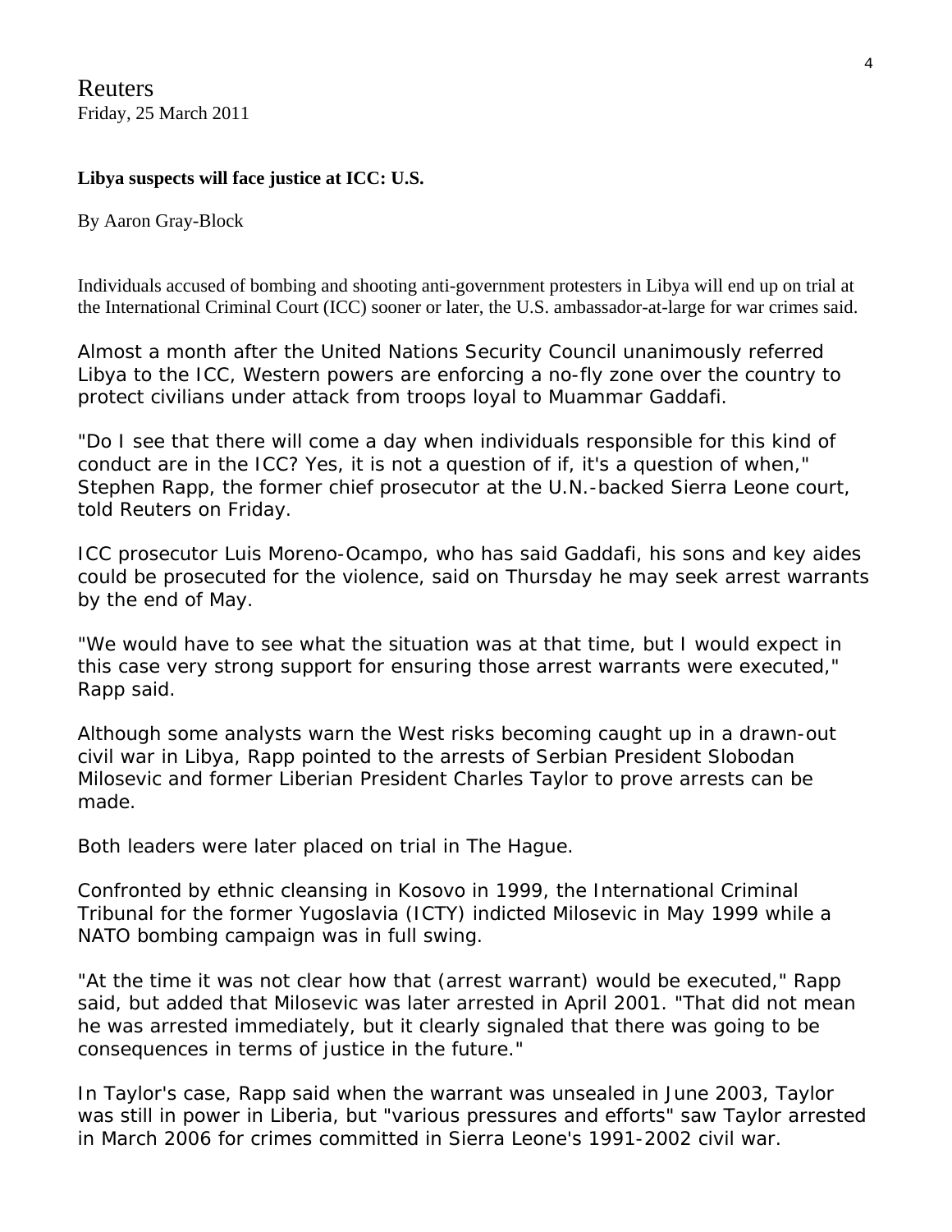Reuters
Friday, 25 March 2011

**Libya suspects will face justice at ICC: U.S.**

By Aaron Gray-Block

Individuals accused of bombing and shooting anti-government protesters in Libya will end up on trial at the International Criminal Court (ICC) sooner or later, the U.S. ambassador-at-large for war crimes said.

Almost a month after the United Nations Security Council unanimously referred Libya to the ICC, Western powers are enforcing a no-fly zone over the country to protect civilians under attack from troops loyal to Muammar Gaddafi.

"Do I see that there will come a day when individuals responsible for this kind of conduct are in the ICC? Yes, it is not a question of if, it's a question of when," Stephen Rapp, the former chief prosecutor at the U.N.-backed Sierra Leone court, told Reuters on Friday.

ICC prosecutor Luis Moreno-Ocampo, who has said Gaddafi, his sons and key aides could be prosecuted for the violence, said on Thursday he may seek arrest warrants by the end of May.

"We would have to see what the situation was at that time, but I would expect in this case very strong support for ensuring those arrest warrants were executed," Rapp said.

Although some analysts warn the West risks becoming caught up in a drawn-out civil war in Libya, Rapp pointed to the arrests of Serbian President Slobodan Milosevic and former Liberian President Charles Taylor to prove arrests can be made.

Both leaders were later placed on trial in The Hague.

Confronted by ethnic cleansing in Kosovo in 1999, the International Criminal Tribunal for the former Yugoslavia (ICTY) indicted Milosevic in May 1999 while a NATO bombing campaign was in full swing.

"At the time it was not clear how that (arrest warrant) would be executed," Rapp said, but added that Milosevic was later arrested in April 2001. "That did not mean he was arrested immediately, but it clearly signaled that there was going to be consequences in terms of justice in the future."

In Taylor's case, Rapp said when the warrant was unsealed in June 2003, Taylor was still in power in Liberia, but "various pressures and efforts" saw Taylor arrested in March 2006 for crimes committed in Sierra Leone's 1991-2002 civil war.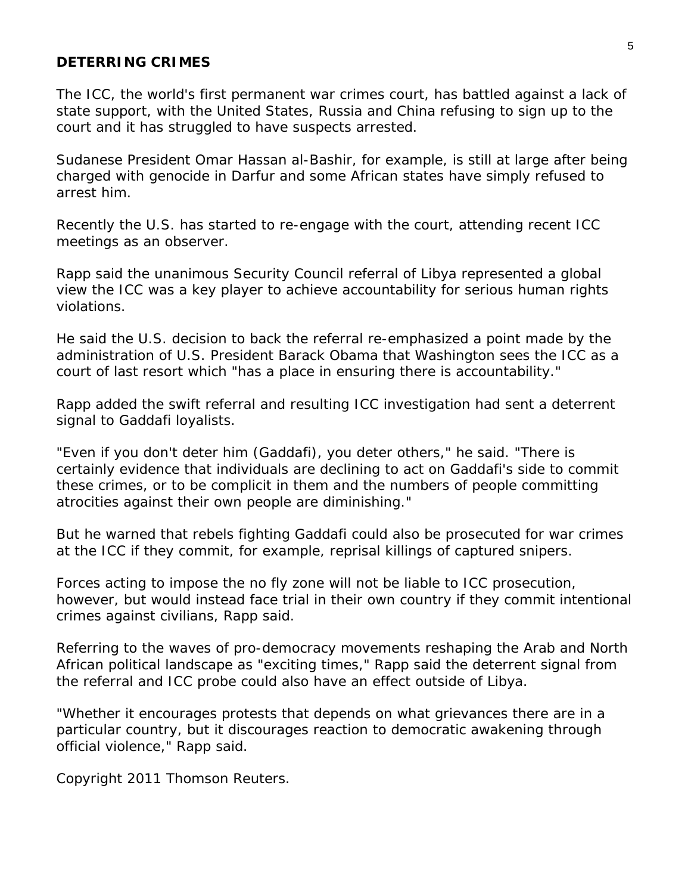**DETERRING CRIMES**

The ICC, the world's first permanent war crimes court, has battled against a lack of state support, with the United States, Russia and China refusing to sign up to the court and it has struggled to have suspects arrested.

Sudanese President Omar Hassan al-Bashir, for example, is still at large after being charged with genocide in Darfur and some African states have simply refused to arrest him.

Recently the U.S. has started to re-engage with the court, attending recent ICC meetings as an observer.

Rapp said the unanimous Security Council referral of Libya represented a global view the ICC was a key player to achieve accountability for serious human rights violations.

He said the U.S. decision to back the referral re-emphasized a point made by the administration of U.S. President Barack Obama that Washington sees the ICC as a court of last resort which "has a place in ensuring there is accountability."

Rapp added the swift referral and resulting ICC investigation had sent a deterrent signal to Gaddafi loyalists.

"Even if you don't deter him (Gaddafi), you deter others," he said. "There is certainly evidence that individuals are declining to act on Gaddafi's side to commit these crimes, or to be complicit in them and the numbers of people committing atrocities against their own people are diminishing."

But he warned that rebels fighting Gaddafi could also be prosecuted for war crimes at the ICC if they commit, for example, reprisal killings of captured snipers.

Forces acting to impose the no fly zone will not be liable to ICC prosecution, however, but would instead face trial in their own country if they commit intentional crimes against civilians, Rapp said.

Referring to the waves of pro-democracy movements reshaping the Arab and North African political landscape as "exciting times," Rapp said the deterrent signal from the referral and ICC probe could also have an effect outside of Libya.

"Whether it encourages protests that depends on what grievances there are in a particular country, but it discourages reaction to democratic awakening through official violence," Rapp said.

Copyright 2011 Thomson Reuters.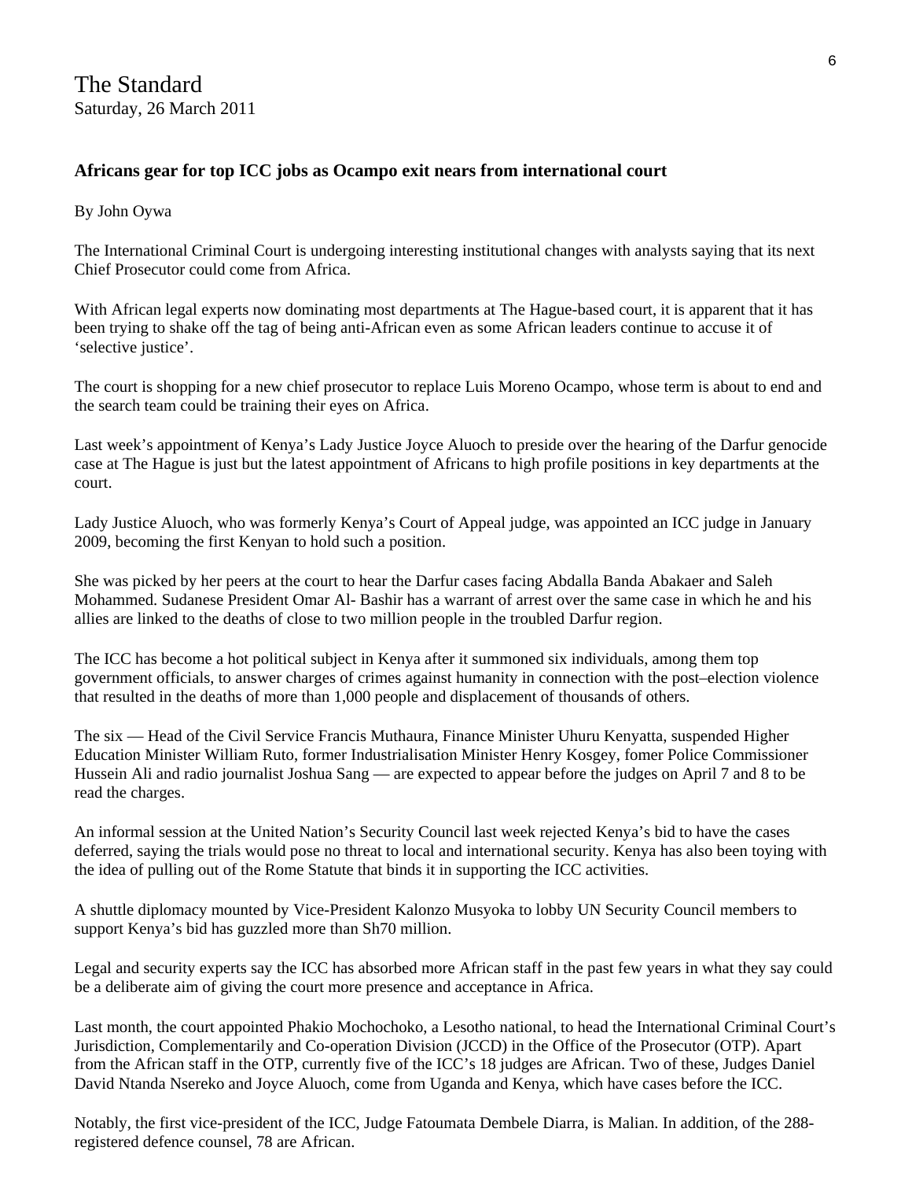The Standard
Saturday, 26 March 2011

**Africans gear for top ICC jobs as Ocampo exit nears from international court**

By John Oywa

The International Criminal Court is undergoing interesting institutional changes with analysts saying that its next Chief Prosecutor could come from Africa.

With African legal experts now dominating most departments at The Hague-based court, it is apparent that it has been trying to shake off the tag of being anti-African even as some African leaders continue to accuse it of 'selective justice'.

The court is shopping for a new chief prosecutor to replace Luis Moreno Ocampo, whose term is about to end and the search team could be training their eyes on Africa.

Last week's appointment of Kenya's Lady Justice Joyce Aluoch to preside over the hearing of the Darfur genocide case at The Hague is just but the latest appointment of Africans to high profile positions in key departments at the court.

Lady Justice Aluoch, who was formerly Kenya's Court of Appeal judge, was appointed an ICC judge in January 2009, becoming the first Kenyan to hold such a position.

She was picked by her peers at the court to hear the Darfur cases facing Abdalla Banda Abakaer and Saleh Mohammed. Sudanese President Omar Al- Bashir has a warrant of arrest over the same case in which he and his allies are linked to the deaths of close to two million people in the troubled Darfur region.

The ICC has become a hot political subject in Kenya after it summoned six individuals, among them top government officials, to answer charges of crimes against humanity in connection with the post–election violence that resulted in the deaths of more than 1,000 people and displacement of thousands of others.

The six — Head of the Civil Service Francis Muthaura, Finance Minister Uhuru Kenyatta, suspended Higher Education Minister William Ruto, former Industrialisation Minister Henry Kosgey, fomer Police Commissioner Hussein Ali and radio journalist Joshua Sang — are expected to appear before the judges on April 7 and 8 to be read the charges.

An informal session at the United Nation's Security Council last week rejected Kenya's bid to have the cases deferred, saying the trials would pose no threat to local and international security. Kenya has also been toying with the idea of pulling out of the Rome Statute that binds it in supporting the ICC activities.

A shuttle diplomacy mounted by Vice-President Kalonzo Musyoka to lobby UN Security Council members to support Kenya's bid has guzzled more than Sh70 million.

Legal and security experts say the ICC has absorbed more African staff in the past few years in what they say could be a deliberate aim of giving the court more presence and acceptance in Africa.

Last month, the court appointed Phakio Mochochoko, a Lesotho national, to head the International Criminal Court's Jurisdiction, Complementarily and Co-operation Division (JCCD) in the Office of the Prosecutor (OTP). Apart from the African staff in the OTP, currently five of the ICC's 18 judges are African. Two of these, Judges Daniel David Ntanda Nsereko and Joyce Aluoch, come from Uganda and Kenya, which have cases before the ICC.

Notably, the first vice-president of the ICC, Judge Fatoumata Dembele Diarra, is Malian. In addition, of the 288-registered defence counsel, 78 are African.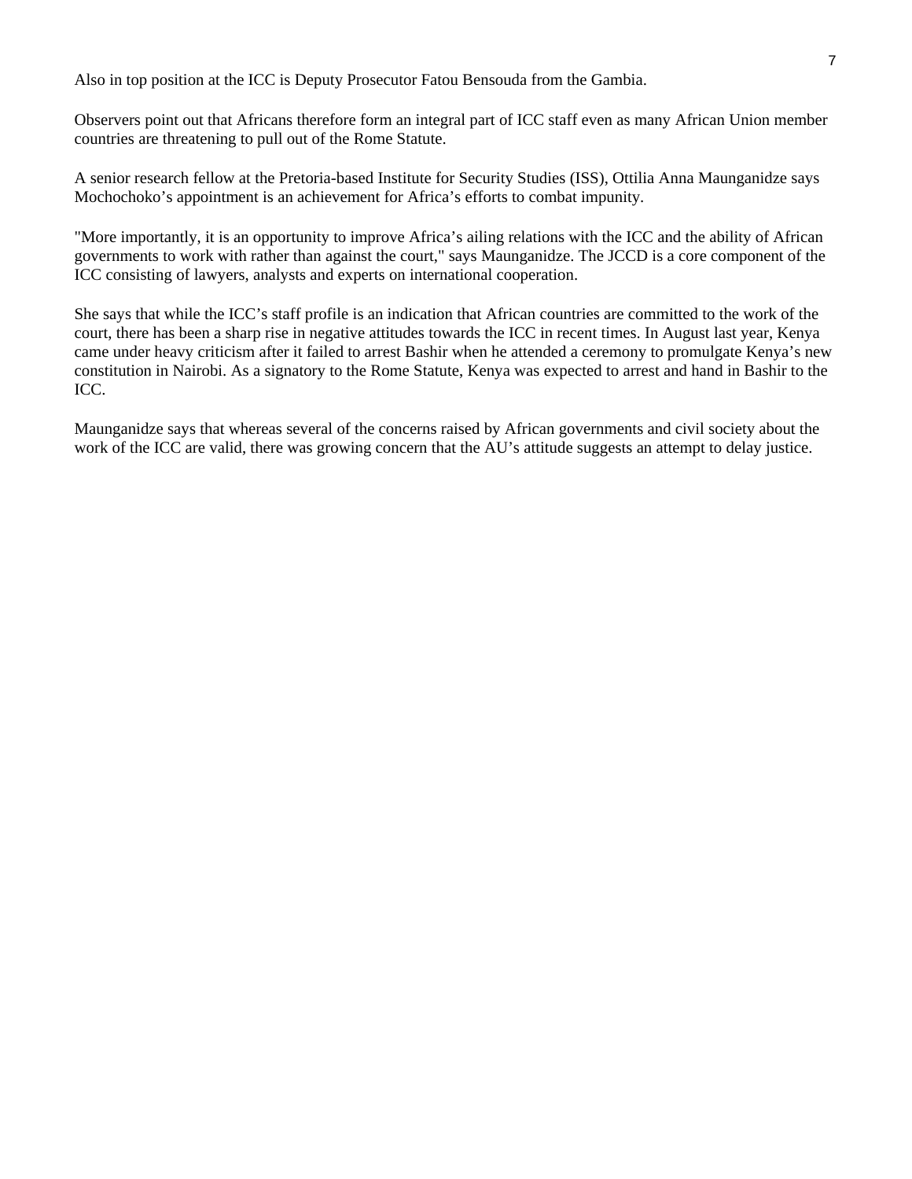Also in top position at the ICC is Deputy Prosecutor Fatou Bensouda from the Gambia.

Observers point out that Africans therefore form an integral part of ICC staff even as many African Union member countries are threatening to pull out of the Rome Statute.

A senior research fellow at the Pretoria-based Institute for Security Studies (ISS), Ottilia Anna Maunganidze says Mochochoko's appointment is an achievement for Africa's efforts to combat impunity.

"More importantly, it is an opportunity to improve Africa's ailing relations with the ICC and the ability of African governments to work with rather than against the court," says Maunganidze. The JCCD is a core component of the ICC consisting of lawyers, analysts and experts on international cooperation.

She says that while the ICC's staff profile is an indication that African countries are committed to the work of the court, there has been a sharp rise in negative attitudes towards the ICC in recent times. In August last year, Kenya came under heavy criticism after it failed to arrest Bashir when he attended a ceremony to promulgate Kenya's new constitution in Nairobi. As a signatory to the Rome Statute, Kenya was expected to arrest and hand in Bashir to the ICC.

Maunganidze says that whereas several of the concerns raised by African governments and civil society about the work of the ICC are valid, there was growing concern that the AU's attitude suggests an attempt to delay justice.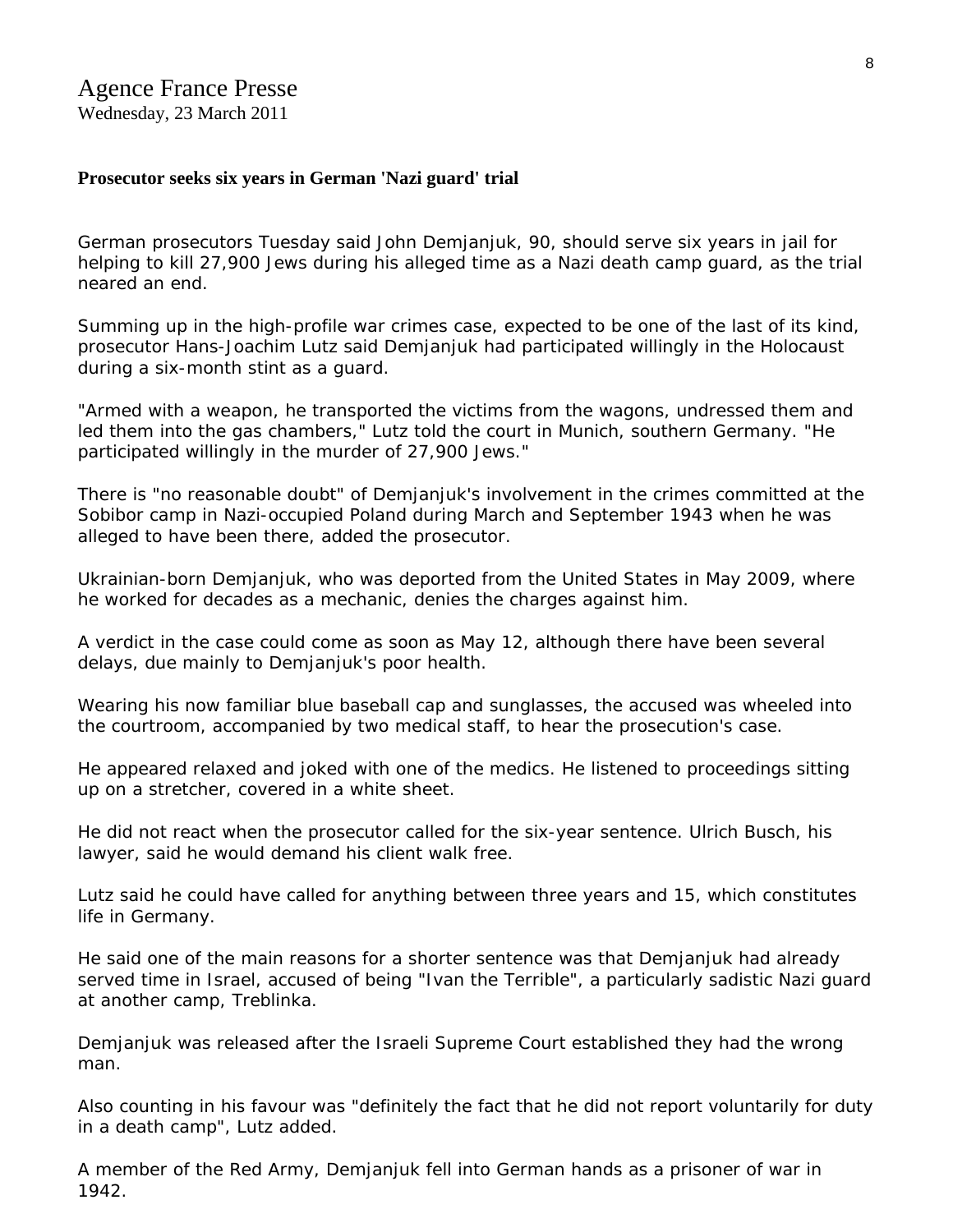Agence France Presse
Wednesday, 23 March 2011

**Prosecutor seeks six years in German 'Nazi guard' trial**

German prosecutors Tuesday said John Demjanjuk, 90, should serve six years in jail for helping to kill 27,900 Jews during his alleged time as a Nazi death camp guard, as the trial neared an end.

Summing up in the high-profile war crimes case, expected to be one of the last of its kind, prosecutor Hans-Joachim Lutz said Demjanjuk had participated willingly in the Holocaust during a six-month stint as a guard.

"Armed with a weapon, he transported the victims from the wagons, undressed them and led them into the gas chambers," Lutz told the court in Munich, southern Germany. "He participated willingly in the murder of 27,900 Jews."

There is "no reasonable doubt" of Demjanjuk's involvement in the crimes committed at the Sobibor camp in Nazi-occupied Poland during March and September 1943 when he was alleged to have been there, added the prosecutor.

Ukrainian-born Demjanjuk, who was deported from the United States in May 2009, where he worked for decades as a mechanic, denies the charges against him.

A verdict in the case could come as soon as May 12, although there have been several delays, due mainly to Demjanjuk's poor health.

Wearing his now familiar blue baseball cap and sunglasses, the accused was wheeled into the courtroom, accompanied by two medical staff, to hear the prosecution's case.

He appeared relaxed and joked with one of the medics. He listened to proceedings sitting up on a stretcher, covered in a white sheet.

He did not react when the prosecutor called for the six-year sentence. Ulrich Busch, his lawyer, said he would demand his client walk free.

Lutz said he could have called for anything between three years and 15, which constitutes life in Germany.

He said one of the main reasons for a shorter sentence was that Demjanjuk had already served time in Israel, accused of being "Ivan the Terrible", a particularly sadistic Nazi guard at another camp, Treblinka.

Demjanjuk was released after the Israeli Supreme Court established they had the wrong man.

Also counting in his favour was "definitely the fact that he did not report voluntarily for duty in a death camp", Lutz added.

A member of the Red Army, Demjanjuk fell into German hands as a prisoner of war in 1942.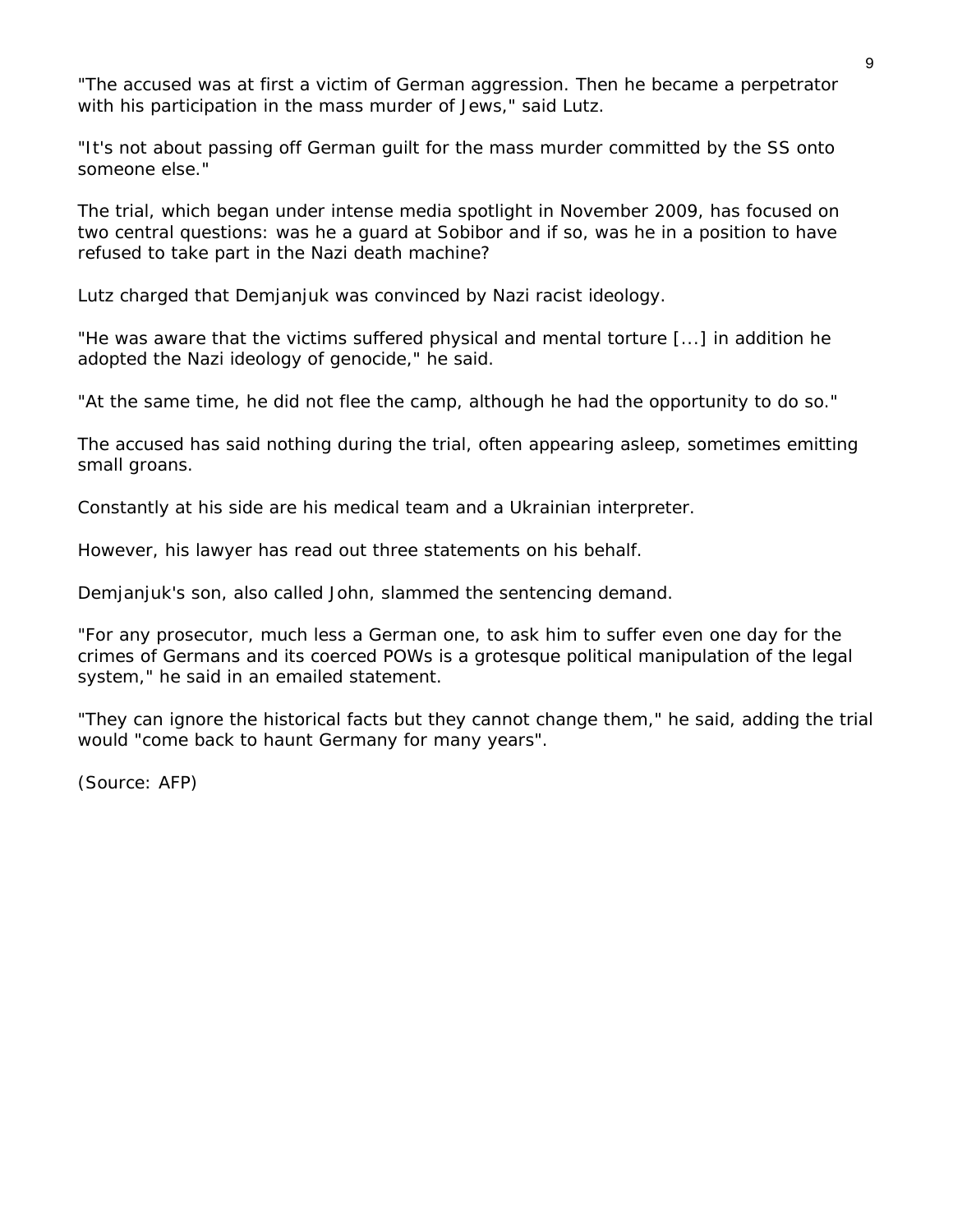"The accused was at first a victim of German aggression. Then he became a perpetrator with his participation in the mass murder of Jews," said Lutz.

"It's not about passing off German guilt for the mass murder committed by the SS onto someone else."

The trial, which began under intense media spotlight in November 2009, has focused on two central questions: was he a guard at Sobibor and if so, was he in a position to have refused to take part in the Nazi death machine?

Lutz charged that Demjanjuk was convinced by Nazi racist ideology.

"He was aware that the victims suffered physical and mental torture [...] in addition he adopted the Nazi ideology of genocide," he said.

"At the same time, he did not flee the camp, although he had the opportunity to do so."

The accused has said nothing during the trial, often appearing asleep, sometimes emitting small groans.

Constantly at his side are his medical team and a Ukrainian interpreter.

However, his lawyer has read out three statements on his behalf.

Demjanjuk's son, also called John, slammed the sentencing demand.

"For any prosecutor, much less a German one, to ask him to suffer even one day for the crimes of Germans and its coerced POWs is a grotesque political manipulation of the legal system," he said in an emailed statement.

"They can ignore the historical facts but they cannot change them," he said, adding the trial would "come back to haunt Germany for many years".

*(Source: AFP)*